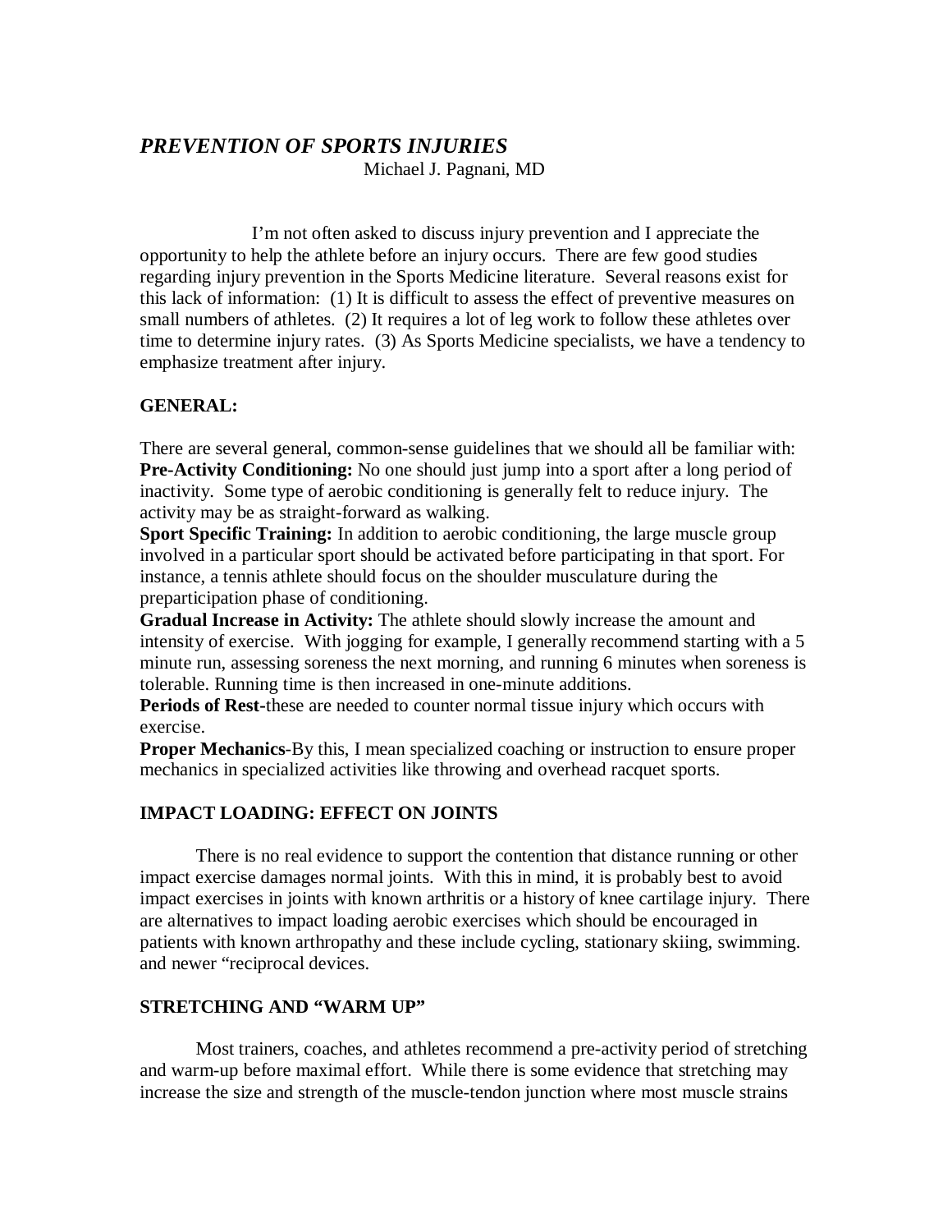# *PREVENTION OF SPORTS INJURIES*

Michael J. Pagnani, MD

I'm not often asked to discuss injury prevention and I appreciate the opportunity to help the athlete before an injury occurs. There are few good studies regarding injury prevention in the Sports Medicine literature. Several reasons exist for this lack of information: (1) It is difficult to assess the effect of preventive measures on small numbers of athletes. (2) It requires a lot of leg work to follow these athletes over time to determine injury rates. (3) As Sports Medicine specialists, we have a tendency to emphasize treatment after injury.

## GENERAL:

There are several general, common-sense guidelines that we should all be familiar with:

**Pre-Activity Conditioning:** No one should just jump into a sport after a long period of inactivity. Some type of aerobic conditioning is generally felt to reduce injury. The activity may be as straight-forward as walking.

**Sport Specific Training:** In addition to aerobic conditioning, the large muscle group involved in a particular sport should be activated before participating in that sport. For instance, a tennis athlete should focus on the shoulder musculature during the preparticipation phase of conditioning.

**Gradual Increase in Activity:** The athlete should slowly increase the amount and intensity of exercise. With jogging for example, I generally recommend starting with a 5 minute run, assessing soreness the next morning, and running 6 minutes when soreness is tolerable. Running time is then increased in one-minute additions.

**Periods of Rest**-these are needed to counter normal tissue injury which occurs with exercise.

**Proper Mechanics**-By this, I mean specialized coaching or instruction to ensure proper mechanics in specialized activities like throwing and overhead racquet sports.

## IMPACT LOADING: EFFECT ON JOINTS

There is no real evidence to support the contention that distance running or other impact exercise damages normal joints. With this in mind, it is probably best to avoid impact exercises in joints with known arthritis or a history of knee cartilage injury. There are alternatives to impact loading aerobic exercises which should be encouraged in patients with known arthropathy and these include cycling, stationary skiing, swimming. and newer "reciprocal devices.

## STRETCHING AND "WARM UP"

Most trainers, coaches, and athletes recommend a pre-activity period of stretching and warm-up before maximal effort. While there is some evidence that stretching may increase the size and strength of the muscle-tendon junction where most muscle strains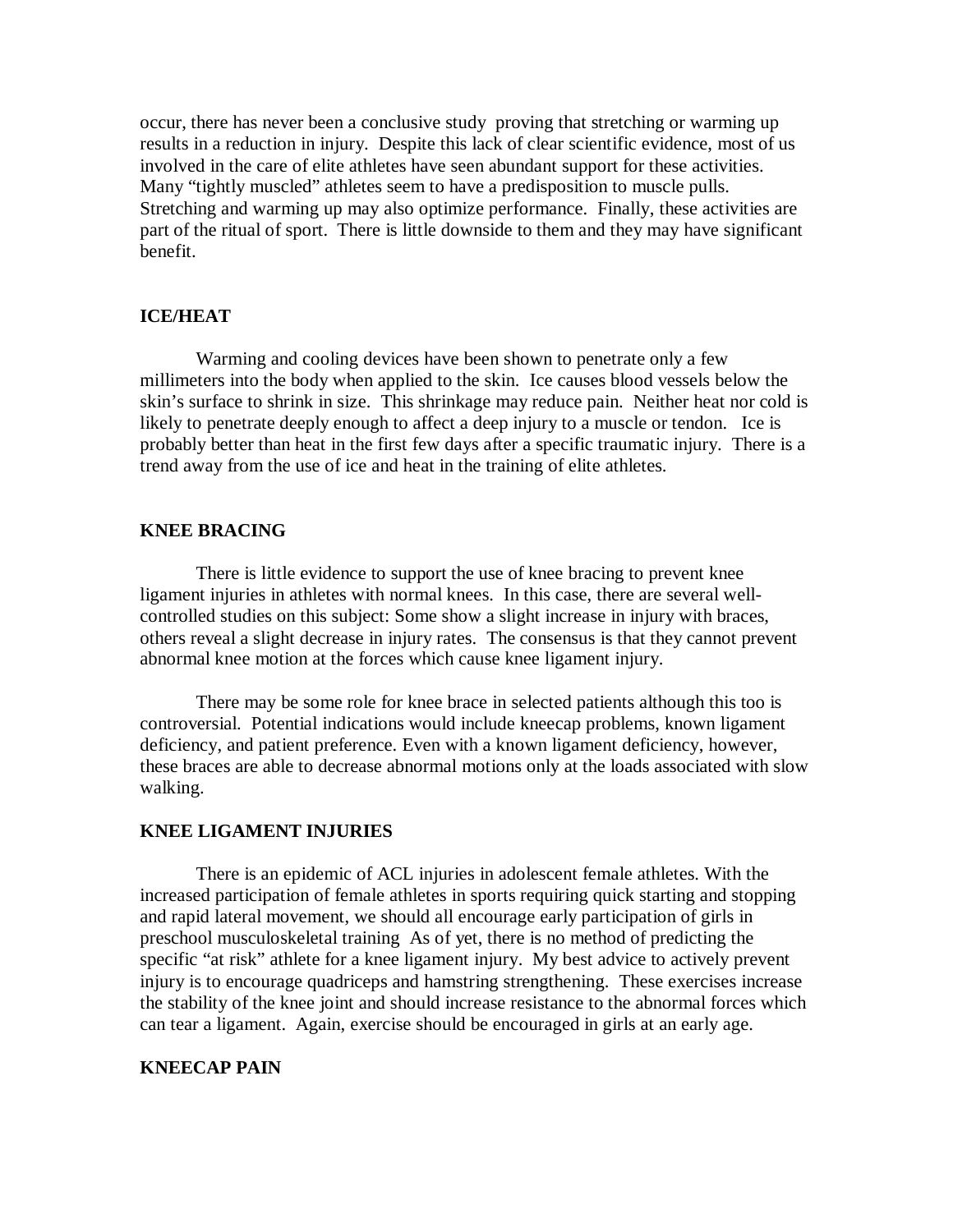occur, there has never been a conclusive study proving that stretching or warming up results in a reduction in injury. Despite this lack of clear scientific evidence, most of us involved in the care of elite athletes have seen abundant support for these activities. Many "tightly muscled" athletes seem to have a predisposition to muscle pulls. Stretching and warming up may also optimize performance. Finally, these activities are part of the ritual of sport. There is little downside to them and they may have significant benefit.

**ICE/HEAT**

Warming and cooling devices have been shown to penetrate only a few millimeters into the body when applied to the skin. Ice causes blood vessels below the skin's surface to shrink in size. This shrinkage may reduce pain. Neither heat nor cold is likely to penetrate deeply enough to affect a deep injury to a muscle or tendon. Ice is probably better than heat in the first few days after a specific traumatic injury. There is a trend away from the use of ice and heat in the training of elite athletes.

**KNEE BRACING**

There is little evidence to support the use of knee bracing to prevent knee ligament injuries in athletes with normal knees. In this case, there are several well-controlled studies on this subject: Some show a slight increase in injury with braces, others reveal a slight decrease in injury rates. The consensus is that they cannot prevent abnormal knee motion at the forces which cause knee ligament injury.

There may be some role for knee brace in selected patients although this too is controversial. Potential indications would include kneecap problems, known ligament deficiency, and patient preference. Even with a known ligament deficiency, however, these braces are able to decrease abnormal motions only at the loads associated with slow walking.

**KNEE LIGAMENT INJURIES**

There is an epidemic of ACL injuries in adolescent female athletes. With the increased participation of female athletes in sports requiring quick starting and stopping and rapid lateral movement, we should all encourage early participation of girls in preschool musculoskeletal training As of yet, there is no method of predicting the specific "at risk" athlete for a knee ligament injury. My best advice to actively prevent injury is to encourage quadriceps and hamstring strengthening. These exercises increase the stability of the knee joint and should increase resistance to the abnormal forces which can tear a ligament. Again, exercise should be encouraged in girls at an early age.

**KNEECAP PAIN**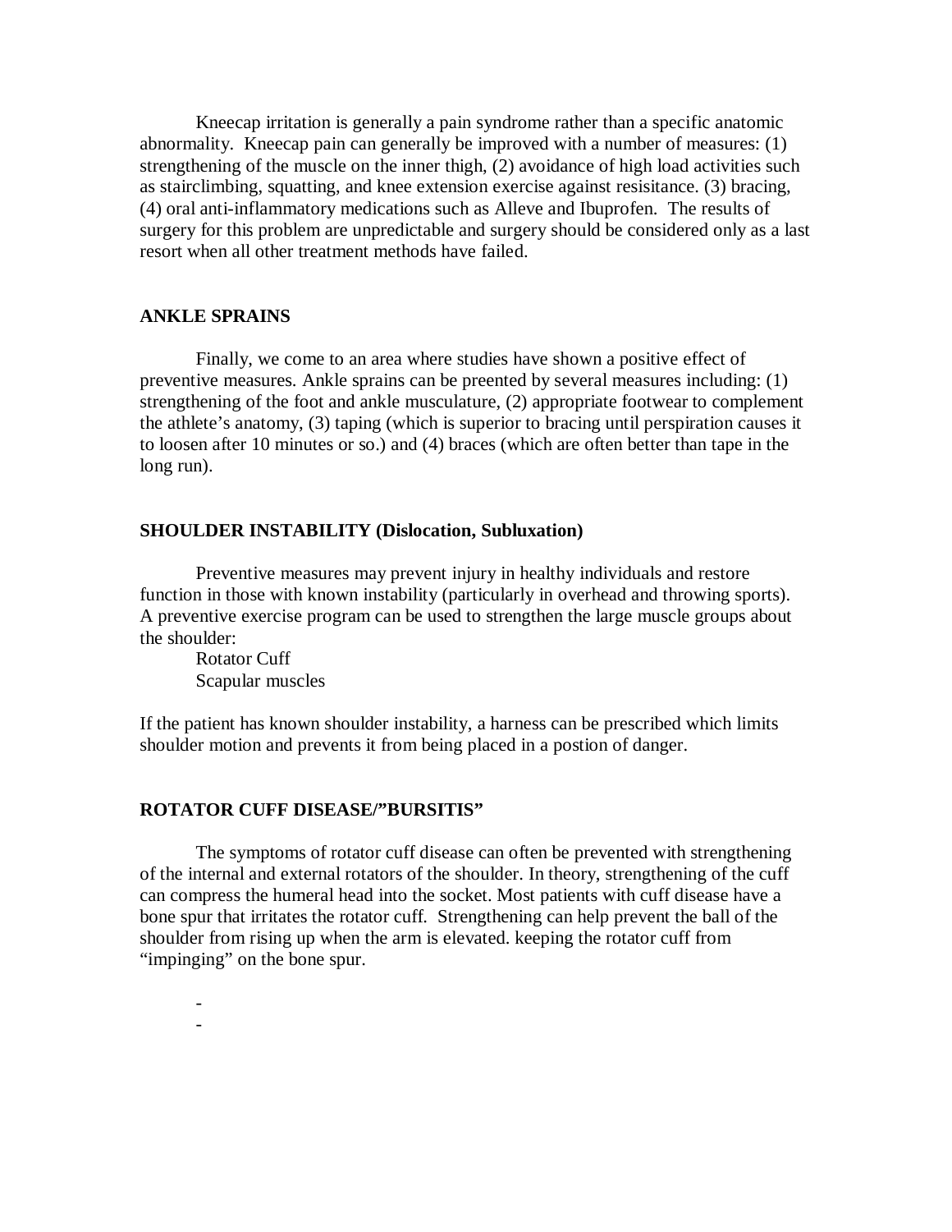Kneecap irritation is generally a pain syndrome rather than a specific anatomic abnormality. Kneecap pain can generally be improved with a number of measures: (1) strengthening of the muscle on the inner thigh, (2) avoidance of high load activities such as stairclimbing, squatting, and knee extension exercise against resisitance. (3) bracing, (4) oral anti-inflammatory medications such as Alleve and Ibuprofen. The results of surgery for this problem are unpredictable and surgery should be considered only as a last resort when all other treatment methods have failed.

## ANKLE SPRAINS

Finally, we come to an area where studies have shown a positive effect of preventive measures. Ankle sprains can be preented by several measures including: (1) strengthening of the foot and ankle musculature, (2) appropriate footwear to complement the athlete's anatomy, (3) taping (which is superior to bracing until perspiration causes it to loosen after 10 minutes or so.) and (4) braces (which are often better than tape in the long run).

## SHOULDER INSTABILITY (Dislocation, Subluxation)

Preventive measures may prevent injury in healthy individuals and restore function in those with known instability (particularly in overhead and throwing sports). A preventive exercise program can be used to strengthen the large muscle groups about the shoulder:

Rotator Cuff
Scapular muscles

If the patient has known shoulder instability, a harness can be prescribed which limits shoulder motion and prevents it from being placed in a postion of danger.

## ROTATOR CUFF DISEASE/"BURSITIS"

The symptoms of rotator cuff disease can often be prevented with strengthening of the internal and external rotators of the shoulder. In theory, strengthening of the cuff can compress the humeral head into the socket. Most patients with cuff disease have a bone spur that irritates the rotator cuff. Strengthening can help prevent the ball of the shoulder from rising up when the arm is elevated. keeping the rotator cuff from "impinging" on the bone spur.

-
-